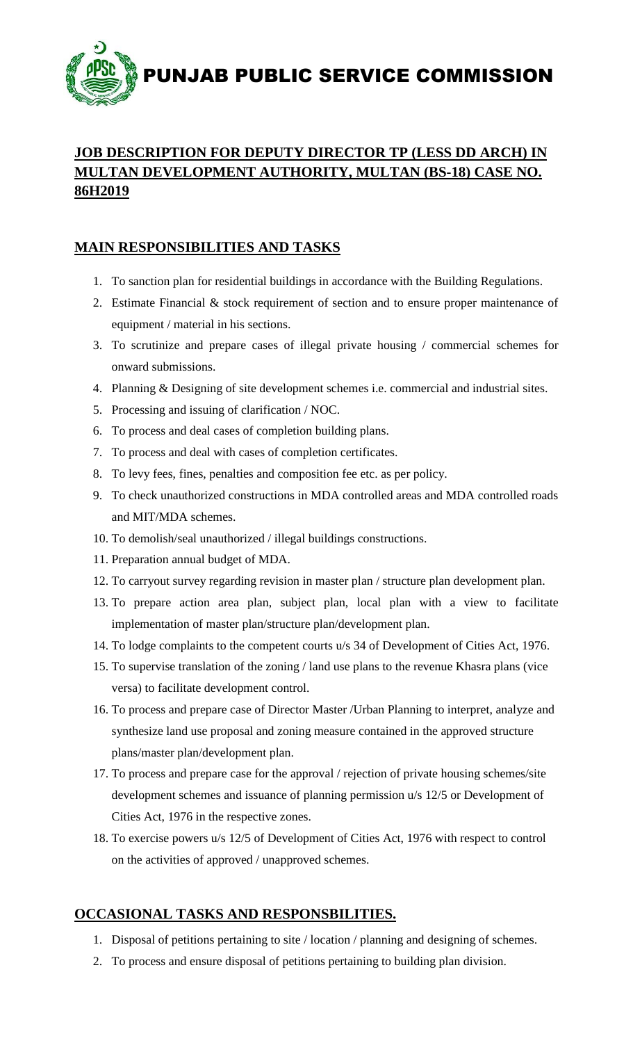# PUNJAB PUBLIC SERVICE COMMISSION

## JOB DESCRIPTION FOR DEPUTY DIRECTOR TP (LESS DD ARCH) IN MULTAN DEVELOPMENT AUTHORITY, MULTAN (BS-18) CASE NO. 86H2019

## MAIN RESPONSIBILITIES AND TASKS

1. To sanction plan for residential buildings in accordance with the Building Regulations.
2. Estimate Financial & stock requirement of section and to ensure proper maintenance of equipment / material in his sections.
3. To scrutinize and prepare cases of illegal private housing / commercial schemes for onward submissions.
4. Planning & Designing of site development schemes i.e. commercial and industrial sites.
5. Processing and issuing of clarification / NOC.
6. To process and deal cases of completion building plans.
7. To process and deal with cases of completion certificates.
8. To levy fees, fines, penalties and composition fee etc. as per policy.
9. To check unauthorized constructions in MDA controlled areas and MDA controlled roads and MIT/MDA schemes.
10. To demolish/seal unauthorized / illegal buildings constructions.
11. Preparation annual budget of MDA.
12. To carryout survey regarding revision in master plan / structure plan development plan.
13. To prepare action area plan, subject plan, local plan with a view to facilitate implementation of master plan/structure plan/development plan.
14. To lodge complaints to the competent courts u/s 34 of Development of Cities Act, 1976.
15. To supervise translation of the zoning / land use plans to the revenue Khasra plans (vice versa) to facilitate development control.
16. To process and prepare case of Director Master /Urban Planning to interpret, analyze and synthesize land use proposal and zoning measure contained in the approved structure plans/master plan/development plan.
17. To process and prepare case for the approval / rejection of private housing schemes/site development schemes and issuance of planning permission u/s 12/5 or Development of Cities Act, 1976 in the respective zones.
18. To exercise powers u/s 12/5 of Development of Cities Act, 1976 with respect to control on the activities of approved / unapproved schemes.

## OCCASIONAL TASKS AND RESPONSBILITIES.

1. Disposal of petitions pertaining to site / location / planning and designing of schemes.
2. To process and ensure disposal of petitions pertaining to building plan division.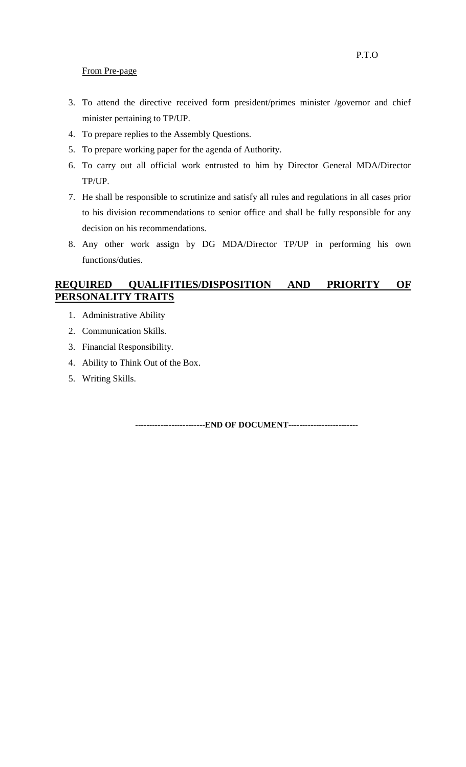P.T.O

From Pre-page

3. To attend the directive received form president/primes minister /governor and chief minister pertaining to TP/UP.
4. To prepare replies to the Assembly Questions.
5. To prepare working paper for the agenda of Authority.
6. To carry out all official work entrusted to him by Director General MDA/Director TP/UP.
7. He shall be responsible to scrutinize and satisfy all rules and regulations in all cases prior to his division recommendations to senior office and shall be fully responsible for any decision on his recommendations.
8. Any other work assign by DG MDA/Director TP/UP in performing his own functions/duties.

## REQUIRED QUALIFITIES/DISPOSITION AND PRIORITY OF PERSONALITY TRAITS

1. Administrative Ability
2. Communication Skills.
3. Financial Responsibility.
4. Ability to Think Out of the Box.
5. Writing Skills.

**-------------------------END OF DOCUMENT-------------------------**